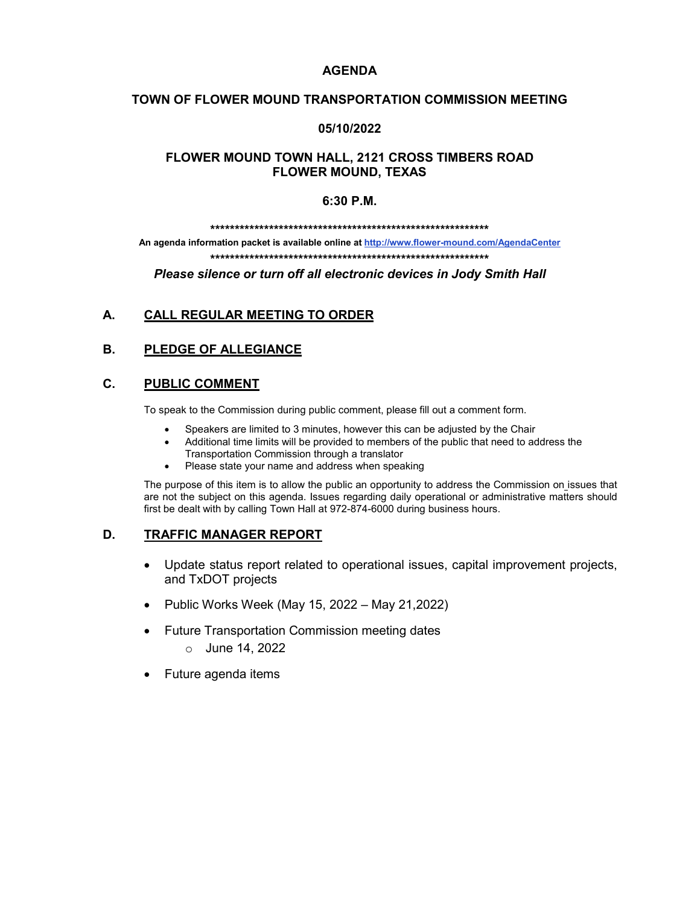# AGENDA

## TOWN OF FLOWER MOUND TRANSPORTATION COMMISSION MEETING

## 05/10/2022

## FLOWER MOUND TOWN HALL, 2121 CROSS TIMBERS ROAD FLOWER MOUND, TEXAS

## 6:30 P.M.

************************************************************

**An agenda information packet is available online at [http://www.flower-mound.com/AgendaCenter](http://www.flower-mound.com/AgendaCenter)**

************************************************************

***Please silence or turn off all electronic devices in Jody Smith Hall***

## A. CALL REGULAR MEETING TO ORDER

## B. PLEDGE OF ALLEGIANCE

## C. PUBLIC COMMENT

To speak to the Commission during public comment, please fill out a comment form.

- Speakers are limited to 3 minutes, however this can be adjusted by the Chair
- Additional time limits will be provided to members of the public that need to address the Transportation Commission through a translator
- Please state your name and address when speaking

The purpose of this item is to allow the public an opportunity to address the Commission on issues that are not the subject on this agenda. Issues regarding daily operational or administrative matters should first be dealt with by calling Town Hall at 972-874-6000 during business hours.

## D. TRAFFIC MANAGER REPORT

- Update status report related to operational issues, capital improvement projects, and TxDOT projects
- Public Works Week (May 15, 2022 – May 21,2022)
- Future Transportation Commission meeting dates
  - June 14, 2022
- Future agenda items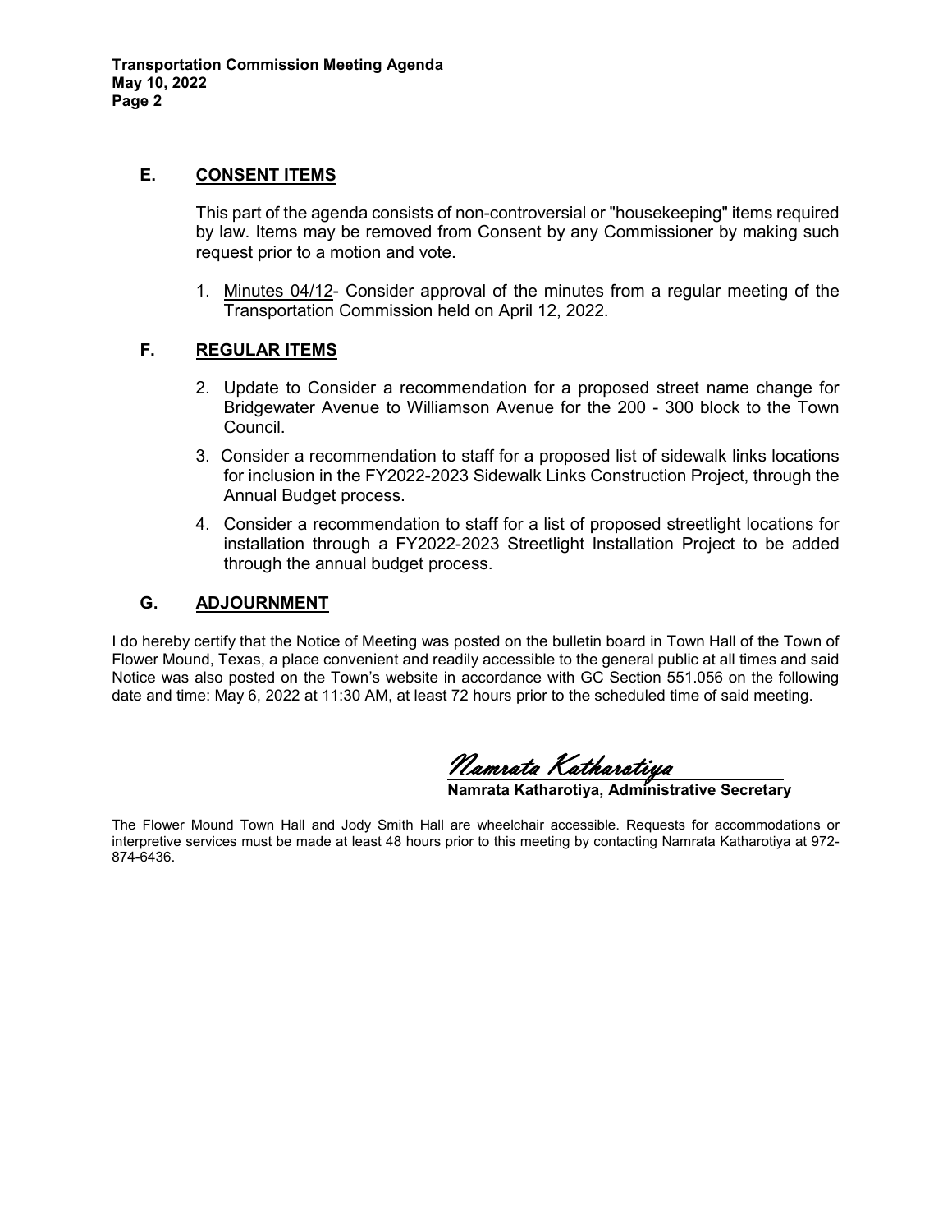## E. CONSENT ITEMS

This part of the agenda consists of non-controversial or "housekeeping" items required by law. Items may be removed from Consent by any Commissioner by making such request prior to a motion and vote.

1. Minutes 04/12- Consider approval of the minutes from a regular meeting of the Transportation Commission held on April 12, 2022.

## F. REGULAR ITEMS

2. Update to Consider a recommendation for a proposed street name change for Bridgewater Avenue to Williamson Avenue for the 200 - 300 block to the Town Council.
3. Consider a recommendation to staff for a proposed list of sidewalk links locations for inclusion in the FY2022-2023 Sidewalk Links Construction Project, through the Annual Budget process.
4. Consider a recommendation to staff for a list of proposed streetlight locations for installation through a FY2022-2023 Streetlight Installation Project to be added through the annual budget process.

## G. ADJOURNMENT

I do hereby certify that the Notice of Meeting was posted on the bulletin board in Town Hall of the Town of Flower Mound, Texas, a place convenient and readily accessible to the general public at all times and said Notice was also posted on the Town's website in accordance with GC Section 551.056 on the following date and time: May 6, 2022 at 11:30 AM, at least 72 hours prior to the scheduled time of said meeting.

*Namrata Katharotiya*

**Namrata Katharotiya, Administrative Secretary**

The Flower Mound Town Hall and Jody Smith Hall are wheelchair accessible. Requests for accommodations or interpretive services must be made at least 48 hours prior to this meeting by contacting Namrata Katharotiya at 972-874-6436.